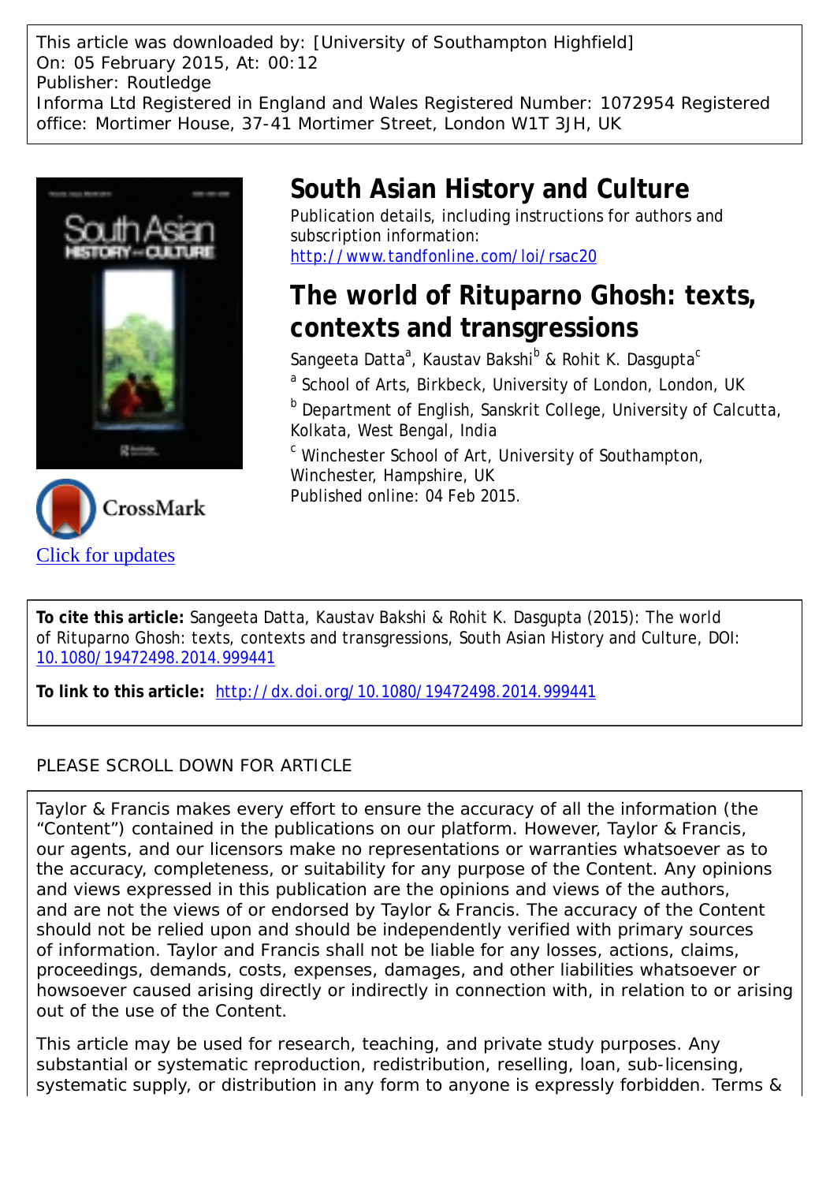This article was downloaded by: [University of Southampton Highfield]
On: 05 February 2015, At: 00:12
Publisher: Routledge
Informa Ltd Registered in England and Wales Registered Number: 1072954 Registered office: Mortimer House, 37-41 Mortimer Street, London W1T 3JH, UK

# South Asian History and Culture

Publication details, including instructions for authors and subscription information:
http://www.tandfonline.com/loi/rsac20

## The world of Rituparno Ghosh: texts, contexts and transgressions

Sangeeta Datta[a], Kaustav Bakshi[b] & Rohit K. Dasgupta[c]

[a] School of Arts, Birkbeck, University of London, London, UK

[b] Department of English, Sanskrit College, University of Calcutta, Kolkata, West Bengal, India

[c] Winchester School of Art, University of Southampton, Winchester, Hampshire, UK

Published online: 04 Feb 2015.

Click for updates

**To cite this article:** Sangeeta Datta, Kaustav Bakshi & Rohit K. Dasgupta (2015): The world of Rituparno Ghosh: texts, contexts and transgressions, South Asian History and Culture, DOI: 10.1080/19472498.2014.999441

**To link to this article:** http://dx.doi.org/10.1080/19472498.2014.999441

PLEASE SCROLL DOWN FOR ARTICLE

Taylor & Francis makes every effort to ensure the accuracy of all the information (the "Content") contained in the publications on our platform. However, Taylor & Francis, our agents, and our licensors make no representations or warranties whatsoever as to the accuracy, completeness, or suitability for any purpose of the Content. Any opinions and views expressed in this publication are the opinions and views of the authors, and are not the views of or endorsed by Taylor & Francis. The accuracy of the Content should not be relied upon and should be independently verified with primary sources of information. Taylor and Francis shall not be liable for any losses, actions, claims, proceedings, demands, costs, expenses, damages, and other liabilities whatsoever or howsoever caused arising directly or indirectly in connection with, in relation to or arising out of the use of the Content.

This article may be used for research, teaching, and private study purposes. Any substantial or systematic reproduction, redistribution, reselling, loan, sub-licensing, systematic supply, or distribution in any form to anyone is expressly forbidden. Terms &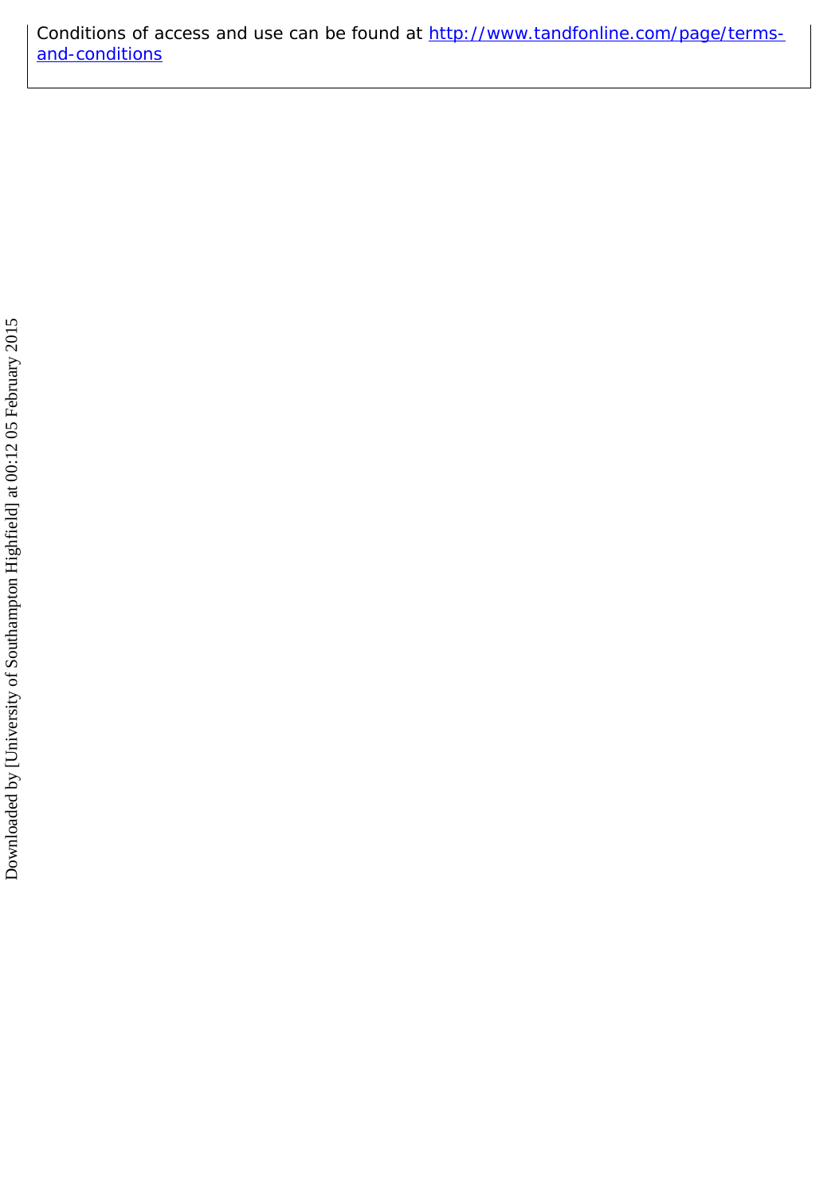Conditions of access and use can be found at http://www.tandfonline.com/page/terms-and-conditions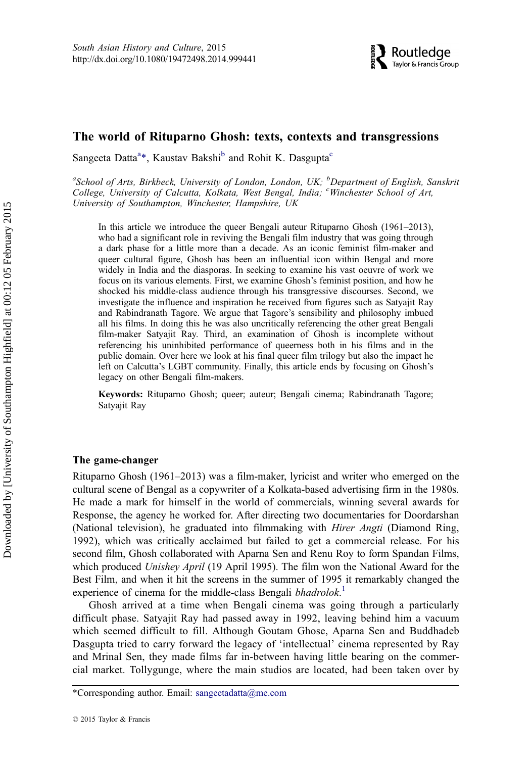# The world of Rituparno Ghosh: texts, contexts and transgressions

Sangeeta Datta[a]*, Kaustav Bakshi[b] and Rohit K. Dasgupta[c]

[a]*School of Arts, Birkbeck, University of London, London, UK;* [b]*Department of English, Sanskrit College, University of Calcutta, Kolkata, West Bengal, India;* [c]*Winchester School of Art, University of Southampton, Winchester, Hampshire, UK*

In this article we introduce the queer Bengali auteur Rituparno Ghosh (1961–2013), who had a significant role in reviving the Bengali film industry that was going through a dark phase for a little more than a decade. As an iconic feminist film-maker and queer cultural figure, Ghosh has been an influential icon within Bengal and more widely in India and the diasporas. In seeking to examine his vast oeuvre of work we focus on its various elements. First, we examine Ghosh's feminist position, and how he shocked his middle-class audience through his transgressive discourses. Second, we investigate the influence and inspiration he received from figures such as Satyajit Ray and Rabindranath Tagore. We argue that Tagore's sensibility and philosophy imbued all his films. In doing this he was also uncritically referencing the other great Bengali film-maker Satyajit Ray. Third, an examination of Ghosh is incomplete without referencing his uninhibited performance of queerness both in his films and in the public domain. Over here we look at his final queer film trilogy but also the impact he left on Calcutta's LGBT community. Finally, this article ends by focusing on Ghosh's legacy on other Bengali film-makers.

**Keywords:** Rituparno Ghosh; queer; auteur; Bengali cinema; Rabindranath Tagore; Satyajit Ray

## The game-changer

Rituparno Ghosh (1961–2013) was a film-maker, lyricist and writer who emerged on the cultural scene of Bengal as a copywriter of a Kolkata-based advertising firm in the 1980s. He made a mark for himself in the world of commercials, winning several awards for Response, the agency he worked for. After directing two documentaries for Doordarshan (National television), he graduated into filmmaking with *Hirer Angti* (Diamond Ring, 1992), which was critically acclaimed but failed to get a commercial release. For his second film, Ghosh collaborated with Aparna Sen and Renu Roy to form Spandan Films, which produced *Unishey April* (19 April 1995). The film won the National Award for the Best Film, and when it hit the screens in the summer of 1995 it remarkably changed the experience of cinema for the middle-class Bengali *bhadrolok*.[1]

Ghosh arrived at a time when Bengali cinema was going through a particularly difficult phase. Satyajit Ray had passed away in 1992, leaving behind him a vacuum which seemed difficult to fill. Although Goutam Ghose, Aparna Sen and Buddhadeb Dasgupta tried to carry forward the legacy of 'intellectual' cinema represented by Ray and Mrinal Sen, they made films far in-between having little bearing on the commercial market. Tollygunge, where the main studios are located, had been taken over by

*Corresponding author. Email: sangeetadatta@me.com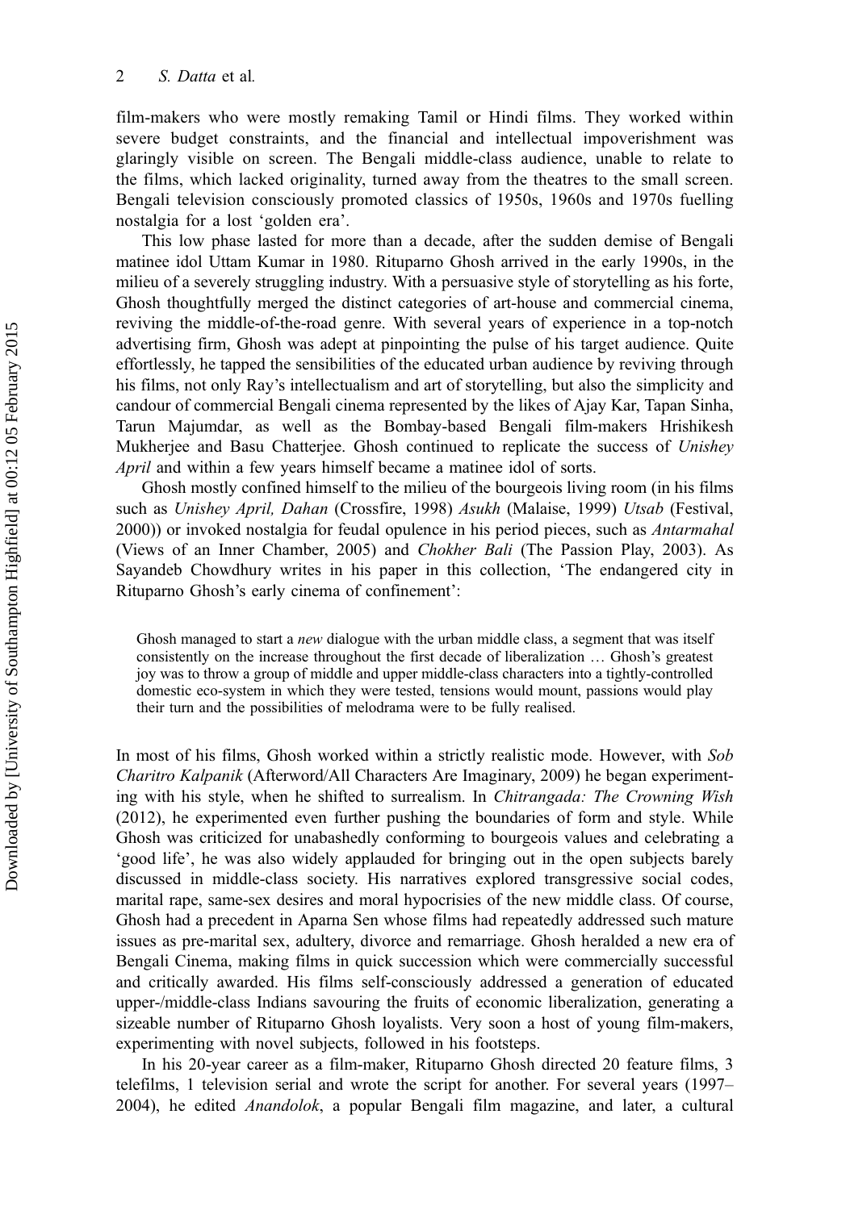film-makers who were mostly remaking Tamil or Hindi films. They worked within severe budget constraints, and the financial and intellectual impoverishment was glaringly visible on screen. The Bengali middle-class audience, unable to relate to the films, which lacked originality, turned away from the theatres to the small screen. Bengali television consciously promoted classics of 1950s, 1960s and 1970s fuelling nostalgia for a lost 'golden era'.

This low phase lasted for more than a decade, after the sudden demise of Bengali matinee idol Uttam Kumar in 1980. Rituparno Ghosh arrived in the early 1990s, in the milieu of a severely struggling industry. With a persuasive style of storytelling as his forte, Ghosh thoughtfully merged the distinct categories of art-house and commercial cinema, reviving the middle-of-the-road genre. With several years of experience in a top-notch advertising firm, Ghosh was adept at pinpointing the pulse of his target audience. Quite effortlessly, he tapped the sensibilities of the educated urban audience by reviving through his films, not only Ray's intellectualism and art of storytelling, but also the simplicity and candour of commercial Bengali cinema represented by the likes of Ajay Kar, Tapan Sinha, Tarun Majumdar, as well as the Bombay-based Bengali film-makers Hrishikesh Mukherjee and Basu Chatterjee. Ghosh continued to replicate the success of *Unishey April* and within a few years himself became a matinee idol of sorts.

Ghosh mostly confined himself to the milieu of the bourgeois living room (in his films such as *Unishey April, Dahan* (Crossfire, 1998) *Asukh* (Malaise, 1999) *Utsab* (Festival, 2000)) or invoked nostalgia for feudal opulence in his period pieces, such as *Antarmahal* (Views of an Inner Chamber, 2005) and *Chokher Bali* (The Passion Play, 2003). As Sayandeb Chowdhury writes in his paper in this collection, 'The endangered city in Rituparno Ghosh's early cinema of confinement':

> Ghosh managed to start a *new* dialogue with the urban middle class, a segment that was itself consistently on the increase throughout the first decade of liberalization … Ghosh's greatest joy was to throw a group of middle and upper middle-class characters into a tightly-controlled domestic eco-system in which they were tested, tensions would mount, passions would play their turn and the possibilities of melodrama were to be fully realised.

In most of his films, Ghosh worked within a strictly realistic mode. However, with *Sob Charitro Kalpanik* (Afterword/All Characters Are Imaginary, 2009) he began experimenting with his style, when he shifted to surrealism. In *Chitrangada: The Crowning Wish* (2012), he experimented even further pushing the boundaries of form and style. While Ghosh was criticized for unabashedly conforming to bourgeois values and celebrating a 'good life', he was also widely applauded for bringing out in the open subjects barely discussed in middle-class society. His narratives explored transgressive social codes, marital rape, same-sex desires and moral hypocrisies of the new middle class. Of course, Ghosh had a precedent in Aparna Sen whose films had repeatedly addressed such mature issues as pre-marital sex, adultery, divorce and remarriage. Ghosh heralded a new era of Bengali Cinema, making films in quick succession which were commercially successful and critically awarded. His films self-consciously addressed a generation of educated upper-/middle-class Indians savouring the fruits of economic liberalization, generating a sizeable number of Rituparno Ghosh loyalists. Very soon a host of young film-makers, experimenting with novel subjects, followed in his footsteps.

In his 20-year career as a film-maker, Rituparno Ghosh directed 20 feature films, 3 telefilms, 1 television serial and wrote the script for another. For several years (1997–2004), he edited *Anandolok*, a popular Bengali film magazine, and later, a cultural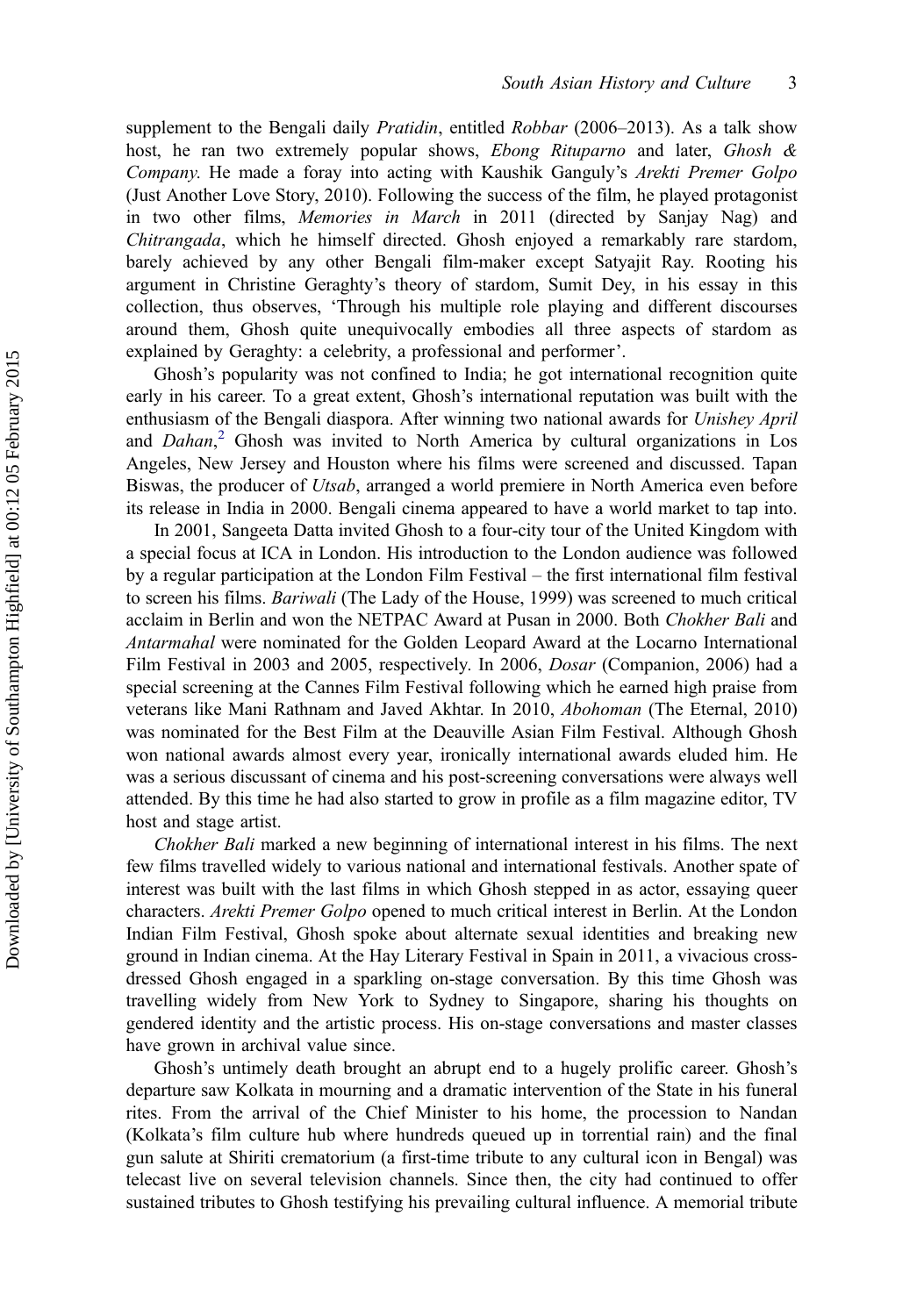supplement to the Bengali daily *Pratidin*, entitled *Robbar* (2006–2013). As a talk show host, he ran two extremely popular shows, *Ebong Rituparno* and later, *Ghosh & Company*. He made a foray into acting with Kaushik Ganguly's *Arekti Premer Golpo* (Just Another Love Story, 2010). Following the success of the film, he played protagonist in two other films, *Memories in March* in 2011 (directed by Sanjay Nag) and *Chitrangada*, which he himself directed. Ghosh enjoyed a remarkably rare stardom, barely achieved by any other Bengali film-maker except Satyajit Ray. Rooting his argument in Christine Geraghty's theory of stardom, Sumit Dey, in his essay in this collection, thus observes, 'Through his multiple role playing and different discourses around them, Ghosh quite unequivocally embodies all three aspects of stardom as explained by Geraghty: a celebrity, a professional and performer'.

Ghosh's popularity was not confined to India; he got international recognition quite early in his career. To a great extent, Ghosh's international reputation was built with the enthusiasm of the Bengali diaspora. After winning two national awards for *Unishey April* and *Dahan*,[2] Ghosh was invited to North America by cultural organizations in Los Angeles, New Jersey and Houston where his films were screened and discussed. Tapan Biswas, the producer of *Utsab*, arranged a world premiere in North America even before its release in India in 2000. Bengali cinema appeared to have a world market to tap into.

In 2001, Sangeeta Datta invited Ghosh to a four-city tour of the United Kingdom with a special focus at ICA in London. His introduction to the London audience was followed by a regular participation at the London Film Festival – the first international film festival to screen his films. *Bariwali* (The Lady of the House, 1999) was screened to much critical acclaim in Berlin and won the NETPAC Award at Pusan in 2000. Both *Chokher Bali* and *Antarmahal* were nominated for the Golden Leopard Award at the Locarno International Film Festival in 2003 and 2005, respectively. In 2006, *Dosar* (Companion, 2006) had a special screening at the Cannes Film Festival following which he earned high praise from veterans like Mani Rathnam and Javed Akhtar. In 2010, *Abohoman* (The Eternal, 2010) was nominated for the Best Film at the Deauville Asian Film Festival. Although Ghosh won national awards almost every year, ironically international awards eluded him. He was a serious discussant of cinema and his post-screening conversations were always well attended. By this time he had also started to grow in profile as a film magazine editor, TV host and stage artist.

*Chokher Bali* marked a new beginning of international interest in his films. The next few films travelled widely to various national and international festivals. Another spate of interest was built with the last films in which Ghosh stepped in as actor, essaying queer characters. *Arekti Premer Golpo* opened to much critical interest in Berlin. At the London Indian Film Festival, Ghosh spoke about alternate sexual identities and breaking new ground in Indian cinema. At the Hay Literary Festival in Spain in 2011, a vivacious cross-dressed Ghosh engaged in a sparkling on-stage conversation. By this time Ghosh was travelling widely from New York to Sydney to Singapore, sharing his thoughts on gendered identity and the artistic process. His on-stage conversations and master classes have grown in archival value since.

Ghosh's untimely death brought an abrupt end to a hugely prolific career. Ghosh's departure saw Kolkata in mourning and a dramatic intervention of the State in his funeral rites. From the arrival of the Chief Minister to his home, the procession to Nandan (Kolkata's film culture hub where hundreds queued up in torrential rain) and the final gun salute at Shiriti crematorium (a first-time tribute to any cultural icon in Bengal) was telecast live on several television channels. Since then, the city had continued to offer sustained tributes to Ghosh testifying his prevailing cultural influence. A memorial tribute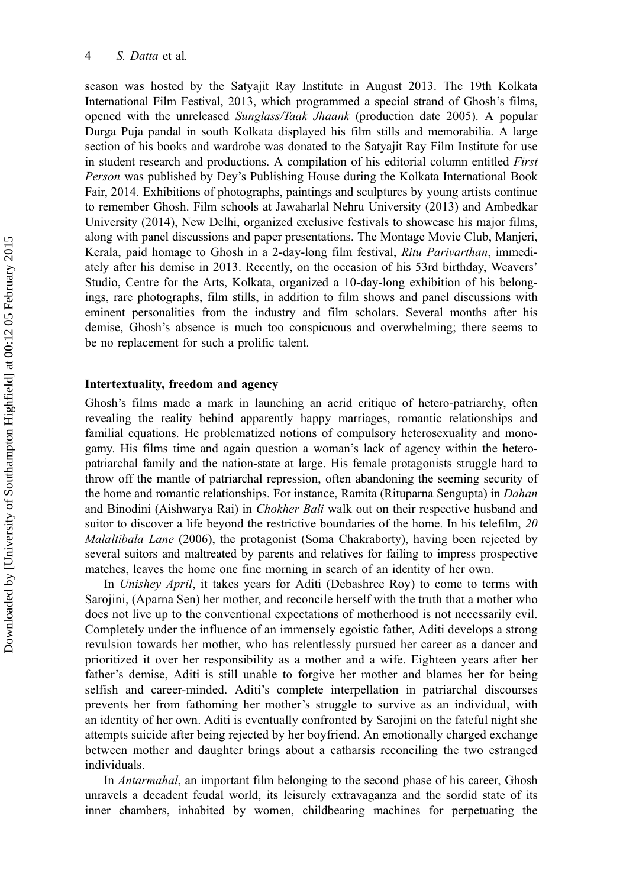season was hosted by the Satyajit Ray Institute in August 2013. The 19th Kolkata International Film Festival, 2013, which programmed a special strand of Ghosh's films, opened with the unreleased *Sunglass/Taak Jhaank* (production date 2005). A popular Durga Puja pandal in south Kolkata displayed his film stills and memorabilia. A large section of his books and wardrobe was donated to the Satyajit Ray Film Institute for use in student research and productions. A compilation of his editorial column entitled *First Person* was published by Dey's Publishing House during the Kolkata International Book Fair, 2014. Exhibitions of photographs, paintings and sculptures by young artists continue to remember Ghosh. Film schools at Jawaharlal Nehru University (2013) and Ambedkar University (2014), New Delhi, organized exclusive festivals to showcase his major films, along with panel discussions and paper presentations. The Montage Movie Club, Manjeri, Kerala, paid homage to Ghosh in a 2-day-long film festival, *Ritu Parivarthan*, immediately after his demise in 2013. Recently, on the occasion of his 53rd birthday, Weavers' Studio, Centre for the Arts, Kolkata, organized a 10-day-long exhibition of his belongings, rare photographs, film stills, in addition to film shows and panel discussions with eminent personalities from the industry and film scholars. Several months after his demise, Ghosh's absence is much too conspicuous and overwhelming; there seems to be no replacement for such a prolific talent.

## Intertextuality, freedom and agency

Ghosh's films made a mark in launching an acrid critique of hetero-patriarchy, often revealing the reality behind apparently happy marriages, romantic relationships and familial equations. He problematized notions of compulsory heterosexuality and monogamy. His films time and again question a woman's lack of agency within the hetero-patriarchal family and the nation-state at large. His female protagonists struggle hard to throw off the mantle of patriarchal repression, often abandoning the seeming security of the home and romantic relationships. For instance, Ramita (Rituparna Sengupta) in *Dahan* and Binodini (Aishwarya Rai) in *Chokher Bali* walk out on their respective husband and suitor to discover a life beyond the restrictive boundaries of the home. In his telefilm, *20 Malaltibala Lane* (2006), the protagonist (Soma Chakraborty), having been rejected by several suitors and maltreated by parents and relatives for failing to impress prospective matches, leaves the home one fine morning in search of an identity of her own.

In *Unishey April*, it takes years for Aditi (Debashree Roy) to come to terms with Sarojini, (Aparna Sen) her mother, and reconcile herself with the truth that a mother who does not live up to the conventional expectations of motherhood is not necessarily evil. Completely under the influence of an immensely egoistic father, Aditi develops a strong revulsion towards her mother, who has relentlessly pursued her career as a dancer and prioritized it over her responsibility as a mother and a wife. Eighteen years after her father's demise, Aditi is still unable to forgive her mother and blames her for being selfish and career-minded. Aditi's complete interpellation in patriarchal discourses prevents her from fathoming her mother's struggle to survive as an individual, with an identity of her own. Aditi is eventually confronted by Sarojini on the fateful night she attempts suicide after being rejected by her boyfriend. An emotionally charged exchange between mother and daughter brings about a catharsis reconciling the two estranged individuals.

In *Antarmahal*, an important film belonging to the second phase of his career, Ghosh unravels a decadent feudal world, its leisurely extravaganza and the sordid state of its inner chambers, inhabited by women, childbearing machines for perpetuating the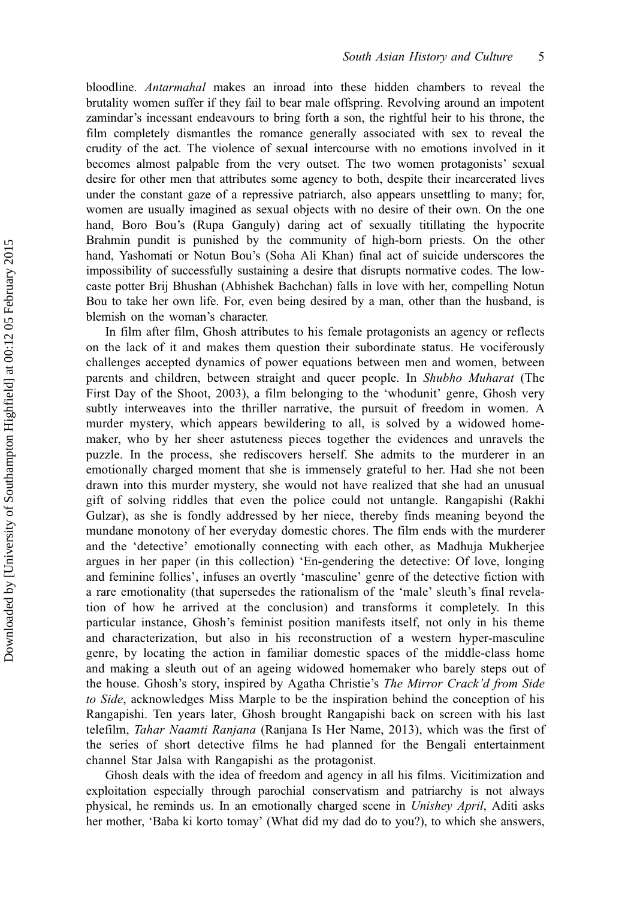bloodline. *Antarmahal* makes an inroad into these hidden chambers to reveal the brutality women suffer if they fail to bear male offspring. Revolving around an impotent zamindar's incessant endeavours to bring forth a son, the rightful heir to his throne, the film completely dismantles the romance generally associated with sex to reveal the crudity of the act. The violence of sexual intercourse with no emotions involved in it becomes almost palpable from the very outset. The two women protagonists' sexual desire for other men that attributes some agency to both, despite their incarcerated lives under the constant gaze of a repressive patriarch, also appears unsettling to many; for, women are usually imagined as sexual objects with no desire of their own. On the one hand, Boro Bou's (Rupa Ganguly) daring act of sexually titillating the hypocrite Brahmin pundit is punished by the community of high-born priests. On the other hand, Yashomati or Notun Bou's (Soha Ali Khan) final act of suicide underscores the impossibility of successfully sustaining a desire that disrupts normative codes. The low-caste potter Brij Bhushan (Abhishek Bachchan) falls in love with her, compelling Notun Bou to take her own life. For, even being desired by a man, other than the husband, is blemish on the woman's character.

In film after film, Ghosh attributes to his female protagonists an agency or reflects on the lack of it and makes them question their subordinate status. He vociferously challenges accepted dynamics of power equations between men and women, between parents and children, between straight and queer people. In *Shubho Muharat* (The First Day of the Shoot, 2003), a film belonging to the 'whodunit' genre, Ghosh very subtly interweaves into the thriller narrative, the pursuit of freedom in women. A murder mystery, which appears bewildering to all, is solved by a widowed home-maker, who by her sheer astuteness pieces together the evidences and unravels the puzzle. In the process, she rediscovers herself. She admits to the murderer in an emotionally charged moment that she is immensely grateful to her. Had she not been drawn into this murder mystery, she would not have realized that she had an unusual gift of solving riddles that even the police could not untangle. Rangapishi (Rakhi Gulzar), as she is fondly addressed by her niece, thereby finds meaning beyond the mundane monotony of her everyday domestic chores. The film ends with the murderer and the 'detective' emotionally connecting with each other, as Madhuja Mukherjee argues in her paper (in this collection) 'En-gendering the detective: Of love, longing and feminine follies', infuses an overtly 'masculine' genre of the detective fiction with a rare emotionality (that supersedes the rationalism of the 'male' sleuth's final revelation of how he arrived at the conclusion) and transforms it completely. In this particular instance, Ghosh's feminist position manifests itself, not only in his theme and characterization, but also in his reconstruction of a western hyper-masculine genre, by locating the action in familiar domestic spaces of the middle-class home and making a sleuth out of an ageing widowed homemaker who barely steps out of the house. Ghosh's story, inspired by Agatha Christie's *The Mirror Crack'd from Side to Side*, acknowledges Miss Marple to be the inspiration behind the conception of his Rangapishi. Ten years later, Ghosh brought Rangapishi back on screen with his last telefilm, *Tahar Naamti Ranjana* (Ranjana Is Her Name, 2013), which was the first of the series of short detective films he had planned for the Bengali entertainment channel Star Jalsa with Rangapishi as the protagonist.

Ghosh deals with the idea of freedom and agency in all his films. Vicitimization and exploitation especially through parochial conservatism and patriarchy is not always physical, he reminds us. In an emotionally charged scene in *Unishey April*, Aditi asks her mother, 'Baba ki korto tomay' (What did my dad do to you?), to which she answers,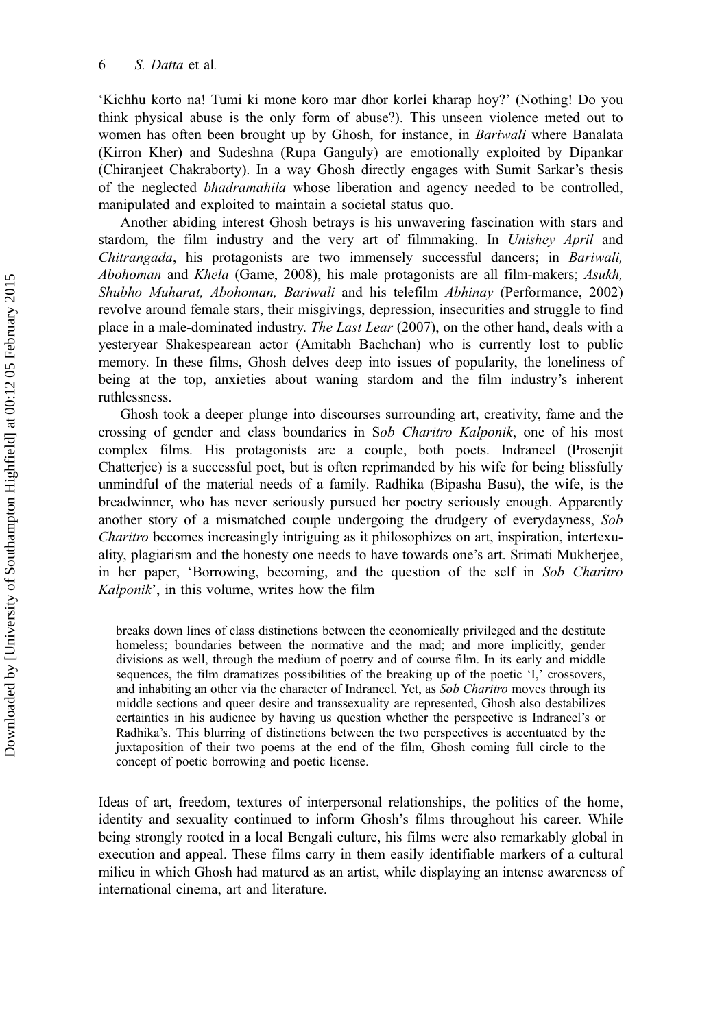'Kichhu korto na! Tumi ki mone koro mar dhor korlei kharap hoy?' (Nothing! Do you think physical abuse is the only form of abuse?). This unseen violence meted out to women has often been brought up by Ghosh, for instance, in *Bariwali* where Banalata (Kirron Kher) and Sudeshna (Rupa Ganguly) are emotionally exploited by Dipankar (Chiranjeet Chakraborty). In a way Ghosh directly engages with Sumit Sarkar's thesis of the neglected *bhadramahila* whose liberation and agency needed to be controlled, manipulated and exploited to maintain a societal status quo.

Another abiding interest Ghosh betrays is his unwavering fascination with stars and stardom, the film industry and the very art of filmmaking. In *Unishey April* and *Chitrangada*, his protagonists are two immensely successful dancers; in *Bariwali, Abohoman* and *Khela* (Game, 2008), his male protagonists are all film-makers; *Asukh, Shubho Muharat, Abohoman, Bariwali* and his telefilm *Abhinay* (Performance, 2002) revolve around female stars, their misgivings, depression, insecurities and struggle to find place in a male-dominated industry. *The Last Lear* (2007), on the other hand, deals with a yesteryear Shakespearean actor (Amitabh Bachchan) who is currently lost to public memory. In these films, Ghosh delves deep into issues of popularity, the loneliness of being at the top, anxieties about waning stardom and the film industry's inherent ruthlessness.

Ghosh took a deeper plunge into discourses surrounding art, creativity, fame and the crossing of gender and class boundaries in S*ob Charitro Kalponik*, one of his most complex films. His protagonists are a couple, both poets. Indraneel (Prosenjit Chatterjee) is a successful poet, but is often reprimanded by his wife for being blissfully unmindful of the material needs of a family. Radhika (Bipasha Basu), the wife, is the breadwinner, who has never seriously pursued her poetry seriously enough. Apparently another story of a mismatched couple undergoing the drudgery of everydayness, *Sob Charitro* becomes increasingly intriguing as it philosophizes on art, inspiration, intertexuality, plagiarism and the honesty one needs to have towards one's art. Srimati Mukherjee, in her paper, 'Borrowing, becoming, and the question of the self in *Sob Charitro Kalponik*', in this volume, writes how the film

> breaks down lines of class distinctions between the economically privileged and the destitute homeless; boundaries between the normative and the mad; and more implicitly, gender divisions as well, through the medium of poetry and of course film. In its early and middle sequences, the film dramatizes possibilities of the breaking up of the poetic 'I,' crossovers, and inhabiting an other via the character of Indraneel. Yet, as *Sob Charitro* moves through its middle sections and queer desire and transsexuality are represented, Ghosh also destabilizes certainties in his audience by having us question whether the perspective is Indraneel's or Radhika's. This blurring of distinctions between the two perspectives is accentuated by the juxtaposition of their two poems at the end of the film, Ghosh coming full circle to the concept of poetic borrowing and poetic license.

Ideas of art, freedom, textures of interpersonal relationships, the politics of the home, identity and sexuality continued to inform Ghosh's films throughout his career. While being strongly rooted in a local Bengali culture, his films were also remarkably global in execution and appeal. These films carry in them easily identifiable markers of a cultural milieu in which Ghosh had matured as an artist, while displaying an intense awareness of international cinema, art and literature.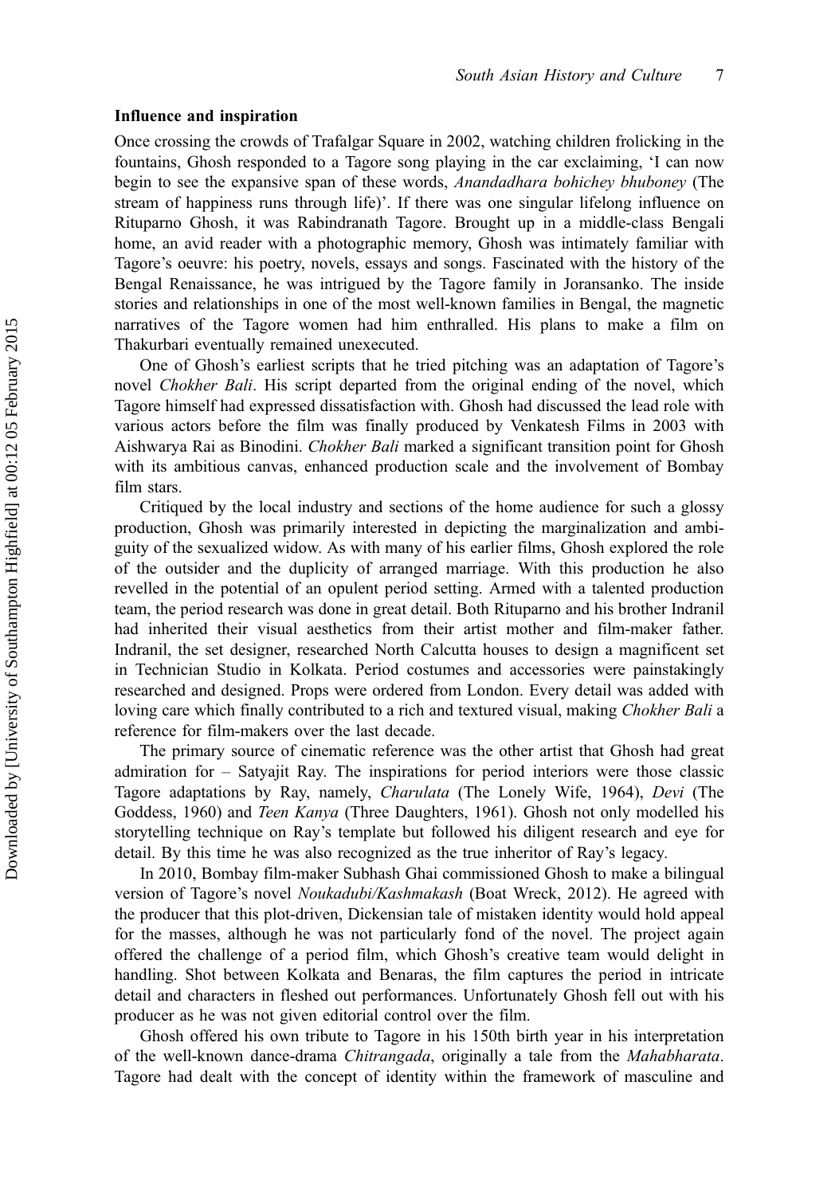### Influence and inspiration

Once crossing the crowds of Trafalgar Square in 2002, watching children frolicking in the fountains, Ghosh responded to a Tagore song playing in the car exclaiming, 'I can now begin to see the expansive span of these words, *Anandadhara bohichey bhuboney* (The stream of happiness runs through life)'. If there was one singular lifelong influence on Rituparno Ghosh, it was Rabindranath Tagore. Brought up in a middle-class Bengali home, an avid reader with a photographic memory, Ghosh was intimately familiar with Tagore's oeuvre: his poetry, novels, essays and songs. Fascinated with the history of the Bengal Renaissance, he was intrigued by the Tagore family in Joransanko. The inside stories and relationships in one of the most well-known families in Bengal, the magnetic narratives of the Tagore women had him enthralled. His plans to make a film on Thakurbari eventually remained unexecuted.

One of Ghosh's earliest scripts that he tried pitching was an adaptation of Tagore's novel *Chokher Bali*. His script departed from the original ending of the novel, which Tagore himself had expressed dissatisfaction with. Ghosh had discussed the lead role with various actors before the film was finally produced by Venkatesh Films in 2003 with Aishwarya Rai as Binodini. *Chokher Bali* marked a significant transition point for Ghosh with its ambitious canvas, enhanced production scale and the involvement of Bombay film stars.

Critiqued by the local industry and sections of the home audience for such a glossy production, Ghosh was primarily interested in depicting the marginalization and ambiguity of the sexualized widow. As with many of his earlier films, Ghosh explored the role of the outsider and the duplicity of arranged marriage. With this production he also revelled in the potential of an opulent period setting. Armed with a talented production team, the period research was done in great detail. Both Rituparno and his brother Indranil had inherited their visual aesthetics from their artist mother and film-maker father. Indranil, the set designer, researched North Calcutta houses to design a magnificent set in Technician Studio in Kolkata. Period costumes and accessories were painstakingly researched and designed. Props were ordered from London. Every detail was added with loving care which finally contributed to a rich and textured visual, making *Chokher Bali* a reference for film-makers over the last decade.

The primary source of cinematic reference was the other artist that Ghosh had great admiration for – Satyajit Ray. The inspirations for period interiors were those classic Tagore adaptations by Ray, namely, *Charulata* (The Lonely Wife, 1964), *Devi* (The Goddess, 1960) and *Teen Kanya* (Three Daughters, 1961). Ghosh not only modelled his storytelling technique on Ray's template but followed his diligent research and eye for detail. By this time he was also recognized as the true inheritor of Ray's legacy.

In 2010, Bombay film-maker Subhash Ghai commissioned Ghosh to make a bilingual version of Tagore's novel *Noukadubi/Kashmakash* (Boat Wreck, 2012). He agreed with the producer that this plot-driven, Dickensian tale of mistaken identity would hold appeal for the masses, although he was not particularly fond of the novel. The project again offered the challenge of a period film, which Ghosh's creative team would delight in handling. Shot between Kolkata and Benaras, the film captures the period in intricate detail and characters in fleshed out performances. Unfortunately Ghosh fell out with his producer as he was not given editorial control over the film.

Ghosh offered his own tribute to Tagore in his 150th birth year in his interpretation of the well-known dance-drama *Chitrangada*, originally a tale from the *Mahabharata*. Tagore had dealt with the concept of identity within the framework of masculine and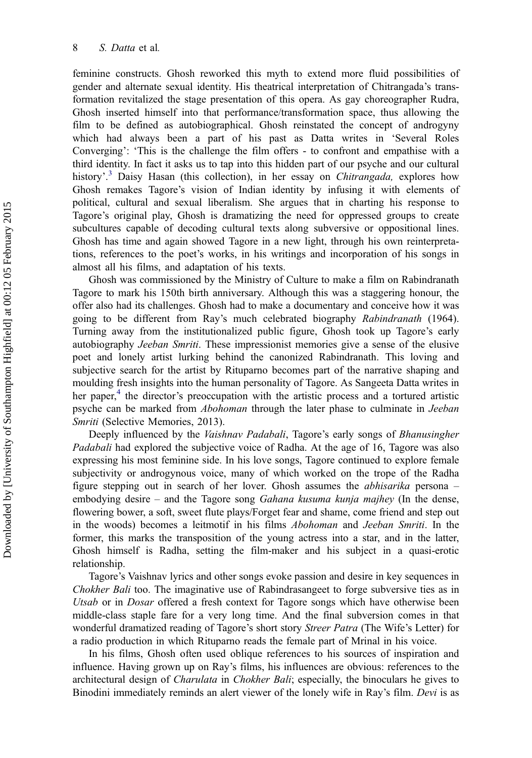feminine constructs. Ghosh reworked this myth to extend more fluid possibilities of gender and alternate sexual identity. His theatrical interpretation of Chitrangada's transformation revitalized the stage presentation of this opera. As gay choreographer Rudra, Ghosh inserted himself into that performance/transformation space, thus allowing the film to be defined as autobiographical. Ghosh reinstated the concept of androgyny which had always been a part of his past as Datta writes in 'Several Roles Converging': 'This is the challenge the film offers - to confront and empathise with a third identity. In fact it asks us to tap into this hidden part of our psyche and our cultural history'.[3] Daisy Hasan (this collection), in her essay on *Chitrangada,* explores how Ghosh remakes Tagore's vision of Indian identity by infusing it with elements of political, cultural and sexual liberalism. She argues that in charting his response to Tagore's original play, Ghosh is dramatizing the need for oppressed groups to create subcultures capable of decoding cultural texts along subversive or oppositional lines. Ghosh has time and again showed Tagore in a new light, through his own reinterpretations, references to the poet's works, in his writings and incorporation of his songs in almost all his films, and adaptation of his texts.

Ghosh was commissioned by the Ministry of Culture to make a film on Rabindranath Tagore to mark his 150th birth anniversary. Although this was a staggering honour, the offer also had its challenges. Ghosh had to make a documentary and conceive how it was going to be different from Ray's much celebrated biography *Rabindranath* (1964). Turning away from the institutionalized public figure, Ghosh took up Tagore's early autobiography *Jeeban Smriti*. These impressionist memories give a sense of the elusive poet and lonely artist lurking behind the canonized Rabindranath. This loving and subjective search for the artist by Rituparno becomes part of the narrative shaping and moulding fresh insights into the human personality of Tagore. As Sangeeta Datta writes in her paper,[4] the director's preoccupation with the artistic process and a tortured artistic psyche can be marked from *Abohoman* through the later phase to culminate in *Jeeban Smriti* (Selective Memories, 2013).

Deeply influenced by the *Vaishnav Padabali*, Tagore's early songs of *Bhanusingher Padabali* had explored the subjective voice of Radha. At the age of 16, Tagore was also expressing his most feminine side. In his love songs, Tagore continued to explore female subjectivity or androgynous voice, many of which worked on the trope of the Radha figure stepping out in search of her lover. Ghosh assumes the *abhisarika* persona – embodying desire – and the Tagore song *Gahana kusuma kunja majhey* (In the dense, flowering bower, a soft, sweet flute plays/Forget fear and shame, come friend and step out in the woods) becomes a leitmotif in his films *Abohoman* and *Jeeban Smriti*. In the former, this marks the transposition of the young actress into a star, and in the latter, Ghosh himself is Radha, setting the film-maker and his subject in a quasi-erotic relationship.

Tagore's Vaishnav lyrics and other songs evoke passion and desire in key sequences in *Chokher Bali* too. The imaginative use of Rabindrasangeet to forge subversive ties as in *Utsab* or in *Dosar* offered a fresh context for Tagore songs which have otherwise been middle-class staple fare for a very long time. And the final subversion comes in that wonderful dramatized reading of Tagore's short story *Streer Patra* (The Wife's Letter) for a radio production in which Rituparno reads the female part of Mrinal in his voice.

In his films, Ghosh often used oblique references to his sources of inspiration and influence. Having grown up on Ray's films, his influences are obvious: references to the architectural design of *Charulata* in *Chokher Bali*; especially, the binoculars he gives to Binodini immediately reminds an alert viewer of the lonely wife in Ray's film. *Devi* is as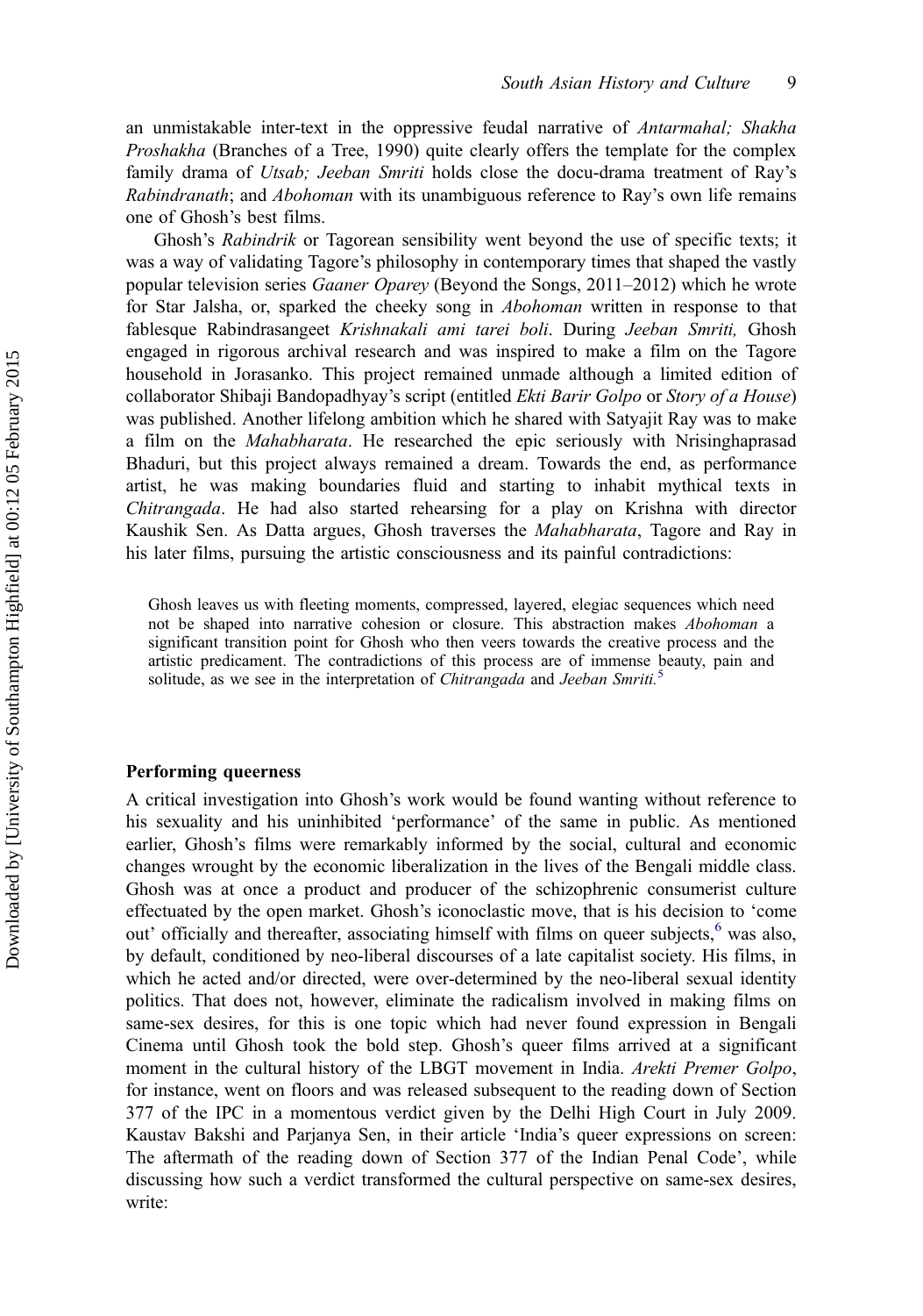an unmistakable inter-text in the oppressive feudal narrative of *Antarmahal; Shakha Proshakha* (Branches of a Tree, 1990) quite clearly offers the template for the complex family drama of *Utsab; Jeeban Smriti* holds close the docu-drama treatment of Ray's *Rabindranath*; and *Abohoman* with its unambiguous reference to Ray's own life remains one of Ghosh's best films.

Ghosh's *Rabindrik* or Tagorean sensibility went beyond the use of specific texts; it was a way of validating Tagore's philosophy in contemporary times that shaped the vastly popular television series *Gaaner Oparey* (Beyond the Songs, 2011–2012) which he wrote for Star Jalsha, or, sparked the cheeky song in *Abohoman* written in response to that fablesque Rabindrasangeet *Krishnakali ami tarei boli*. During *Jeeban Smriti,* Ghosh engaged in rigorous archival research and was inspired to make a film on the Tagore household in Jorasanko. This project remained unmade although a limited edition of collaborator Shibaji Bandopadhyay's script (entitled *Ekti Barir Golpo* or *Story of a House*) was published. Another lifelong ambition which he shared with Satyajit Ray was to make a film on the *Mahabharata*. He researched the epic seriously with Nrisinghaprasad Bhaduri, but this project always remained a dream. Towards the end, as performance artist, he was making boundaries fluid and starting to inhabit mythical texts in *Chitrangada*. He had also started rehearsing for a play on Krishna with director Kaushik Sen. As Datta argues, Ghosh traverses the *Mahabharata*, Tagore and Ray in his later films, pursuing the artistic consciousness and its painful contradictions:

> Ghosh leaves us with fleeting moments, compressed, layered, elegiac sequences which need not be shaped into narrative cohesion or closure. This abstraction makes *Abohoman* a significant transition point for Ghosh who then veers towards the creative process and the artistic predicament. The contradictions of this process are of immense beauty, pain and solitude, as we see in the interpretation of *Chitrangada* and *Jeeban Smriti.*[5]

## Performing queerness

A critical investigation into Ghosh's work would be found wanting without reference to his sexuality and his uninhibited 'performance' of the same in public. As mentioned earlier, Ghosh's films were remarkably informed by the social, cultural and economic changes wrought by the economic liberalization in the lives of the Bengali middle class. Ghosh was at once a product and producer of the schizophrenic consumerist culture effectuated by the open market. Ghosh's iconoclastic move, that is his decision to 'come out' officially and thereafter, associating himself with films on queer subjects,[6] was also, by default, conditioned by neo-liberal discourses of a late capitalist society. His films, in which he acted and/or directed, were over-determined by the neo-liberal sexual identity politics. That does not, however, eliminate the radicalism involved in making films on same-sex desires, for this is one topic which had never found expression in Bengali Cinema until Ghosh took the bold step. Ghosh's queer films arrived at a significant moment in the cultural history of the LBGT movement in India. *Arekti Premer Golpo*, for instance, went on floors and was released subsequent to the reading down of Section 377 of the IPC in a momentous verdict given by the Delhi High Court in July 2009. Kaustav Bakshi and Parjanya Sen, in their article 'India's queer expressions on screen: The aftermath of the reading down of Section 377 of the Indian Penal Code', while discussing how such a verdict transformed the cultural perspective on same-sex desires, write: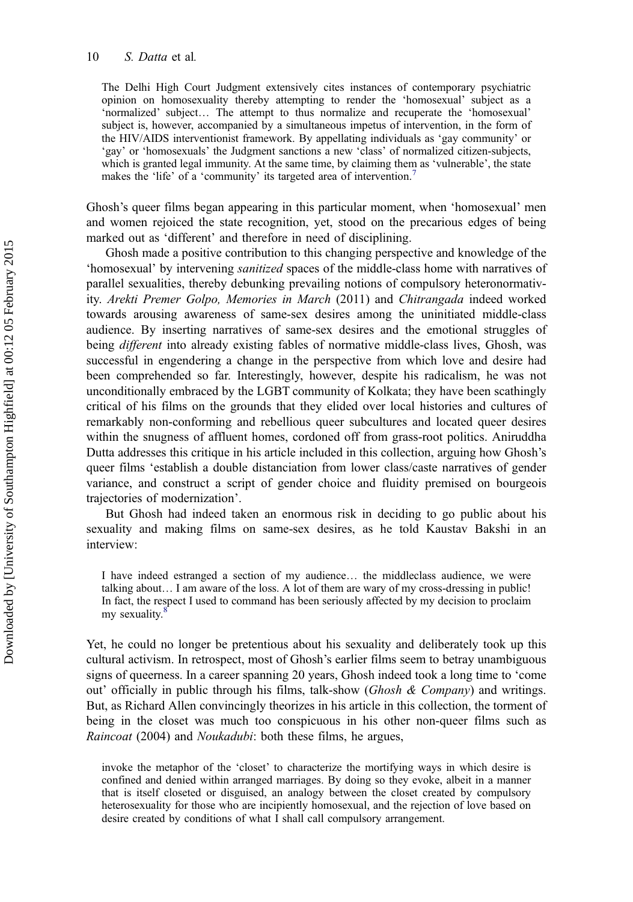> The Delhi High Court Judgment extensively cites instances of contemporary psychiatric opinion on homosexuality thereby attempting to render the 'homosexual' subject as a 'normalized' subject… The attempt to thus normalize and recuperate the 'homosexual' subject is, however, accompanied by a simultaneous impetus of intervention, in the form of the HIV/AIDS interventionist framework. By appellating individuals as 'gay community' or 'gay' or 'homosexuals' the Judgment sanctions a new 'class' of normalized citizen-subjects, which is granted legal immunity. At the same time, by claiming them as 'vulnerable', the state makes the 'life' of a 'community' its targeted area of intervention.[7]

Ghosh's queer films began appearing in this particular moment, when 'homosexual' men and women rejoiced the state recognition, yet, stood on the precarious edges of being marked out as 'different' and therefore in need of disciplining.

Ghosh made a positive contribution to this changing perspective and knowledge of the 'homosexual' by intervening *sanitized* spaces of the middle-class home with narratives of parallel sexualities, thereby debunking prevailing notions of compulsory heteronormativity. *Arekti Premer Golpo, Memories in March* (2011) and *Chitrangada* indeed worked towards arousing awareness of same-sex desires among the uninitiated middle-class audience. By inserting narratives of same-sex desires and the emotional struggles of being *different* into already existing fables of normative middle-class lives, Ghosh, was successful in engendering a change in the perspective from which love and desire had been comprehended so far. Interestingly, however, despite his radicalism, he was not unconditionally embraced by the LGBT community of Kolkata; they have been scathingly critical of his films on the grounds that they elided over local histories and cultures of remarkably non-conforming and rebellious queer subcultures and located queer desires within the snugness of affluent homes, cordoned off from grass-root politics. Aniruddha Dutta addresses this critique in his article included in this collection, arguing how Ghosh's queer films 'establish a double distanciation from lower class/caste narratives of gender variance, and construct a script of gender choice and fluidity premised on bourgeois trajectories of modernization'.

But Ghosh had indeed taken an enormous risk in deciding to go public about his sexuality and making films on same-sex desires, as he told Kaustav Bakshi in an interview:

> I have indeed estranged a section of my audience… the middleclass audience, we were talking about… I am aware of the loss. A lot of them are wary of my cross-dressing in public! In fact, the respect I used to command has been seriously affected by my decision to proclaim my sexuality.[8]

Yet, he could no longer be pretentious about his sexuality and deliberately took up this cultural activism. In retrospect, most of Ghosh's earlier films seem to betray unambiguous signs of queerness. In a career spanning 20 years, Ghosh indeed took a long time to 'come out' officially in public through his films, talk-show (*Ghosh & Company*) and writings. But, as Richard Allen convincingly theorizes in his article in this collection, the torment of being in the closet was much too conspicuous in his other non-queer films such as *Raincoat* (2004) and *Noukadubi*: both these films, he argues,

> invoke the metaphor of the 'closet' to characterize the mortifying ways in which desire is confined and denied within arranged marriages. By doing so they evoke, albeit in a manner that is itself closeted or disguised, an analogy between the closet created by compulsory heterosexuality for those who are incipiently homosexual, and the rejection of love based on desire created by conditions of what I shall call compulsory arrangement.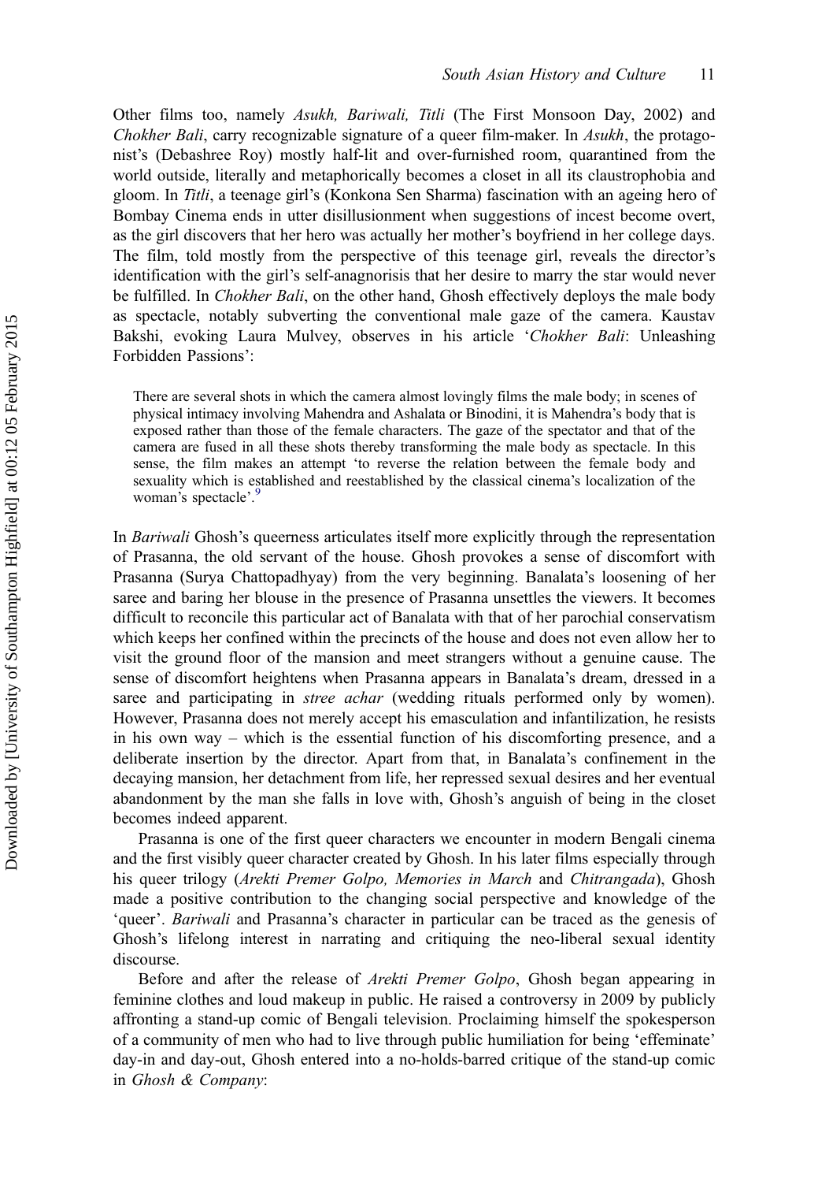Other films too, namely *Asukh, Bariwali, Titli* (The First Monsoon Day, 2002) and *Chokher Bali*, carry recognizable signature of a queer film-maker. In *Asukh*, the protagonist's (Debashree Roy) mostly half-lit and over-furnished room, quarantined from the world outside, literally and metaphorically becomes a closet in all its claustrophobia and gloom. In *Titli*, a teenage girl's (Konkona Sen Sharma) fascination with an ageing hero of Bombay Cinema ends in utter disillusionment when suggestions of incest become overt, as the girl discovers that her hero was actually her mother's boyfriend in her college days. The film, told mostly from the perspective of this teenage girl, reveals the director's identification with the girl's self-anagnorisis that her desire to marry the star would never be fulfilled. In *Chokher Bali*, on the other hand, Ghosh effectively deploys the male body as spectacle, notably subverting the conventional male gaze of the camera. Kaustav Bakshi, evoking Laura Mulvey, observes in his article '*Chokher Bali*: Unleashing Forbidden Passions':

> There are several shots in which the camera almost lovingly films the male body; in scenes of physical intimacy involving Mahendra and Ashalata or Binodini, it is Mahendra's body that is exposed rather than those of the female characters. The gaze of the spectator and that of the camera are fused in all these shots thereby transforming the male body as spectacle. In this sense, the film makes an attempt 'to reverse the relation between the female body and sexuality which is established and reestablished by the classical cinema's localization of the woman's spectacle'.[9]

In *Bariwali* Ghosh's queerness articulates itself more explicitly through the representation of Prasanna, the old servant of the house. Ghosh provokes a sense of discomfort with Prasanna (Surya Chattopadhyay) from the very beginning. Banalata's loosening of her saree and baring her blouse in the presence of Prasanna unsettles the viewers. It becomes difficult to reconcile this particular act of Banalata with that of her parochial conservatism which keeps her confined within the precincts of the house and does not even allow her to visit the ground floor of the mansion and meet strangers without a genuine cause. The sense of discomfort heightens when Prasanna appears in Banalata's dream, dressed in a saree and participating in *stree achar* (wedding rituals performed only by women). However, Prasanna does not merely accept his emasculation and infantilization, he resists in his own way – which is the essential function of his discomforting presence, and a deliberate insertion by the director. Apart from that, in Banalata's confinement in the decaying mansion, her detachment from life, her repressed sexual desires and her eventual abandonment by the man she falls in love with, Ghosh's anguish of being in the closet becomes indeed apparent.

Prasanna is one of the first queer characters we encounter in modern Bengali cinema and the first visibly queer character created by Ghosh. In his later films especially through his queer trilogy (*Arekti Premer Golpo, Memories in March* and *Chitrangada*), Ghosh made a positive contribution to the changing social perspective and knowledge of the 'queer'. *Bariwali* and Prasanna's character in particular can be traced as the genesis of Ghosh's lifelong interest in narrating and critiquing the neo-liberal sexual identity discourse.

Before and after the release of *Arekti Premer Golpo*, Ghosh began appearing in feminine clothes and loud makeup in public. He raised a controversy in 2009 by publicly affronting a stand-up comic of Bengali television. Proclaiming himself the spokesperson of a community of men who had to live through public humiliation for being 'effeminate' day-in and day-out, Ghosh entered into a no-holds-barred critique of the stand-up comic in *Ghosh & Company*: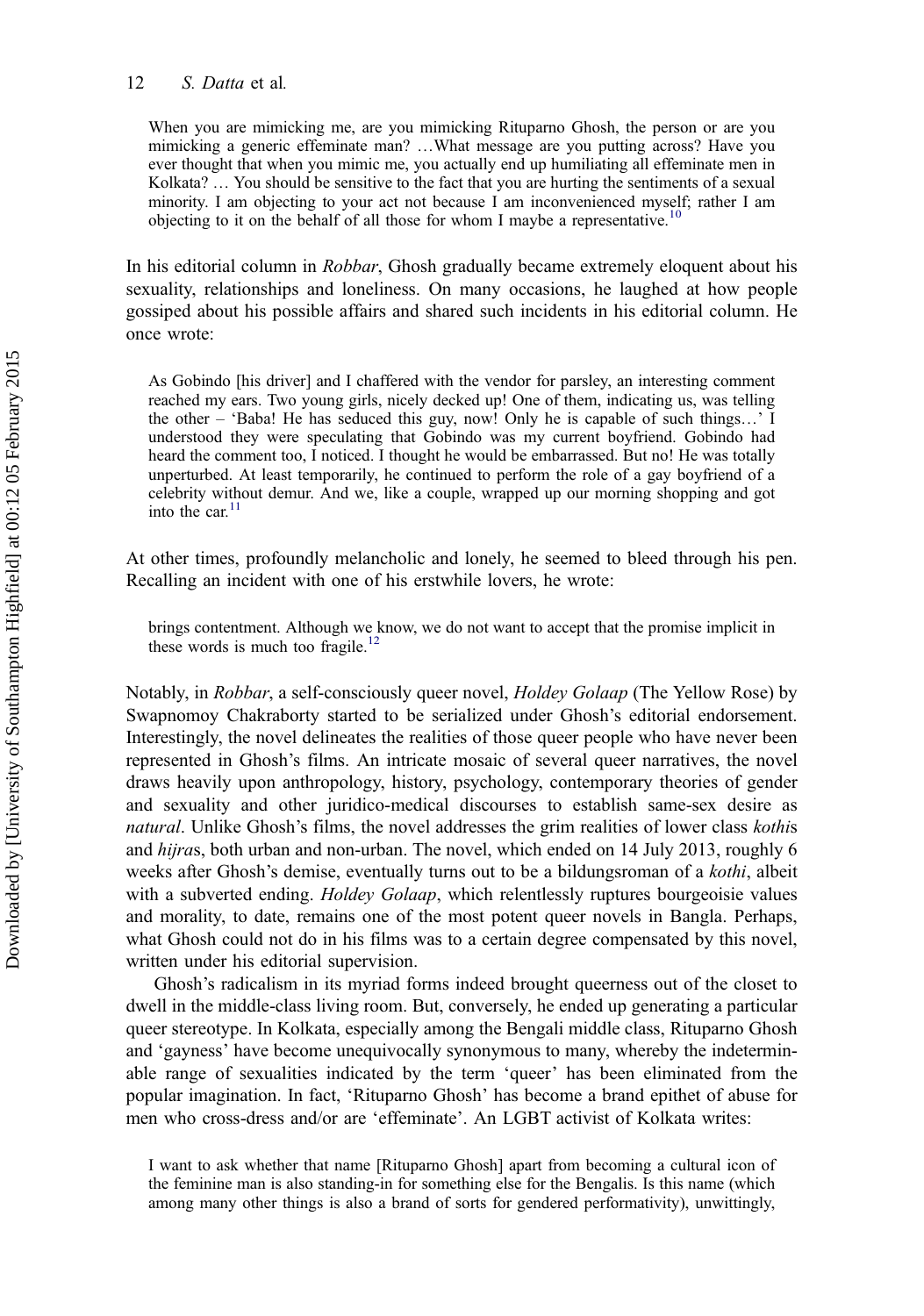When you are mimicking me, are you mimicking Rituparno Ghosh, the person or are you mimicking a generic effeminate man? …What message are you putting across? Have you ever thought that when you mimic me, you actually end up humiliating all effeminate men in Kolkata? … You should be sensitive to the fact that you are hurting the sentiments of a sexual minority. I am objecting to your act not because I am inconvenienced myself; rather I am objecting to it on the behalf of all those for whom I maybe a representative.[10]

In his editorial column in *Robbar*, Ghosh gradually became extremely eloquent about his sexuality, relationships and loneliness. On many occasions, he laughed at how people gossiped about his possible affairs and shared such incidents in his editorial column. He once wrote:

As Gobindo [his driver] and I chaffered with the vendor for parsley, an interesting comment reached my ears. Two young girls, nicely decked up! One of them, indicating us, was telling the other – 'Baba! He has seduced this guy, now! Only he is capable of such things…' I understood they were speculating that Gobindo was my current boyfriend. Gobindo had heard the comment too, I noticed. I thought he would be embarrassed. But no! He was totally unperturbed. At least temporarily, he continued to perform the role of a gay boyfriend of a celebrity without demur. And we, like a couple, wrapped up our morning shopping and got into the car.[11]

At other times, profoundly melancholic and lonely, he seemed to bleed through his pen. Recalling an incident with one of his erstwhile lovers, he wrote:

brings contentment. Although we know, we do not want to accept that the promise implicit in these words is much too fragile.[12]

Notably, in *Robbar*, a self-consciously queer novel, *Holdey Golaap* (The Yellow Rose) by Swapnomoy Chakraborty started to be serialized under Ghosh's editorial endorsement. Interestingly, the novel delineates the realities of those queer people who have never been represented in Ghosh's films. An intricate mosaic of several queer narratives, the novel draws heavily upon anthropology, history, psychology, contemporary theories of gender and sexuality and other juridico-medical discourses to establish same-sex desire as *natural*. Unlike Ghosh's films, the novel addresses the grim realities of lower class *kothi*s and *hijra*s, both urban and non-urban. The novel, which ended on 14 July 2013, roughly 6 weeks after Ghosh's demise, eventually turns out to be a bildungsroman of a *kothi*, albeit with a subverted ending. *Holdey Golaap*, which relentlessly ruptures bourgeoisie values and morality, to date, remains one of the most potent queer novels in Bangla. Perhaps, what Ghosh could not do in his films was to a certain degree compensated by this novel, written under his editorial supervision.

Ghosh's radicalism in its myriad forms indeed brought queerness out of the closet to dwell in the middle-class living room. But, conversely, he ended up generating a particular queer stereotype. In Kolkata, especially among the Bengali middle class, Rituparno Ghosh and 'gayness' have become unequivocally synonymous to many, whereby the indeterminable range of sexualities indicated by the term 'queer' has been eliminated from the popular imagination. In fact, 'Rituparno Ghosh' has become a brand epithet of abuse for men who cross-dress and/or are 'effeminate'. An LGBT activist of Kolkata writes:

I want to ask whether that name [Rituparno Ghosh] apart from becoming a cultural icon of the feminine man is also standing-in for something else for the Bengalis. Is this name (which among many other things is also a brand of sorts for gendered performativity), unwittingly,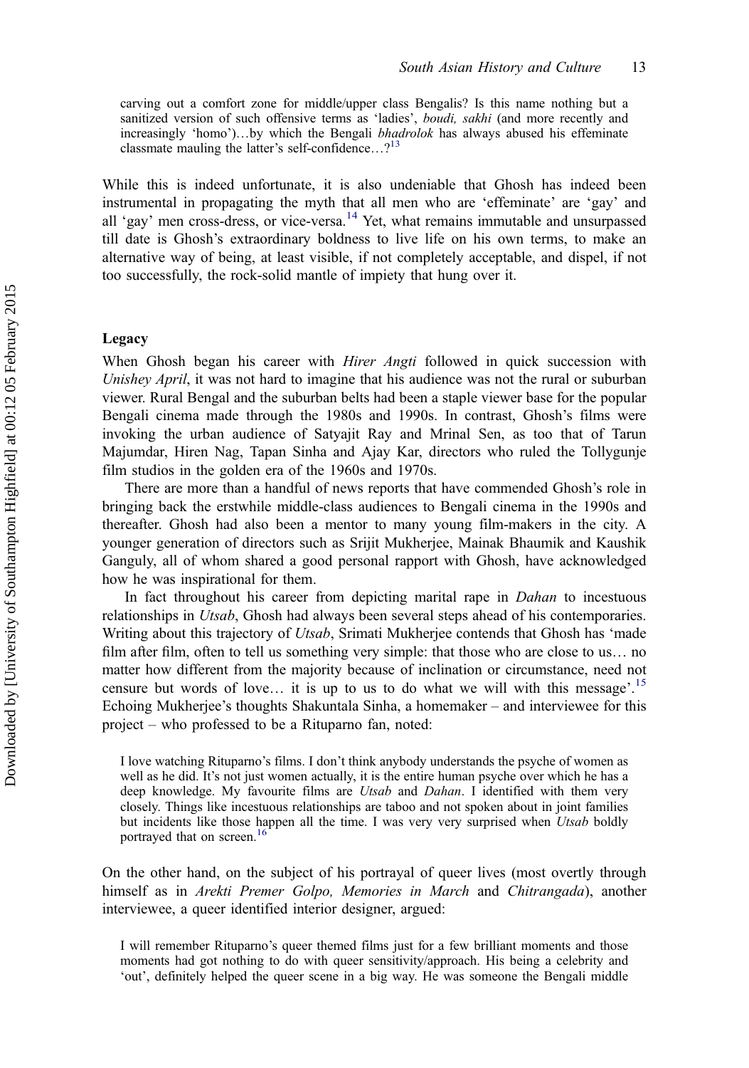> carving out a comfort zone for middle/upper class Bengalis? Is this name nothing but a sanitized version of such offensive terms as 'ladies', *boudi, sakhi* (and more recently and increasingly 'homo')…by which the Bengali *bhadrolok* has always abused his effeminate classmate mauling the latter's self-confidence…?[13]

While this is indeed unfortunate, it is also undeniable that Ghosh has indeed been instrumental in propagating the myth that all men who are 'effeminate' are 'gay' and all 'gay' men cross-dress, or vice-versa.[14] Yet, what remains immutable and unsurpassed till date is Ghosh's extraordinary boldness to live life on his own terms, to make an alternative way of being, at least visible, if not completely acceptable, and dispel, if not too successfully, the rock-solid mantle of impiety that hung over it.

## Legacy

When Ghosh began his career with *Hirer Angti* followed in quick succession with *Unishey April*, it was not hard to imagine that his audience was not the rural or suburban viewer. Rural Bengal and the suburban belts had been a staple viewer base for the popular Bengali cinema made through the 1980s and 1990s. In contrast, Ghosh's films were invoking the urban audience of Satyajit Ray and Mrinal Sen, as too that of Tarun Majumdar, Hiren Nag, Tapan Sinha and Ajay Kar, directors who ruled the Tollygunje film studios in the golden era of the 1960s and 1970s.

There are more than a handful of news reports that have commended Ghosh's role in bringing back the erstwhile middle-class audiences to Bengali cinema in the 1990s and thereafter. Ghosh had also been a mentor to many young film-makers in the city. A younger generation of directors such as Srijit Mukherjee, Mainak Bhaumik and Kaushik Ganguly, all of whom shared a good personal rapport with Ghosh, have acknowledged how he was inspirational for them.

In fact throughout his career from depicting marital rape in *Dahan* to incestuous relationships in *Utsab*, Ghosh had always been several steps ahead of his contemporaries. Writing about this trajectory of *Utsab*, Srimati Mukherjee contends that Ghosh has 'made film after film, often to tell us something very simple: that those who are close to us… no matter how different from the majority because of inclination or circumstance, need not censure but words of love… it is up to us to do what we will with this message'.[15] Echoing Mukherjee's thoughts Shakuntala Sinha, a homemaker – and interviewee for this project – who professed to be a Rituparno fan, noted:

> I love watching Rituparno's films. I don't think anybody understands the psyche of women as well as he did. It's not just women actually, it is the entire human psyche over which he has a deep knowledge. My favourite films are *Utsab* and *Dahan*. I identified with them very closely. Things like incestuous relationships are taboo and not spoken about in joint families but incidents like those happen all the time. I was very very surprised when *Utsab* boldly portrayed that on screen.[16]

On the other hand, on the subject of his portrayal of queer lives (most overtly through himself as in *Arekti Premer Golpo, Memories in March* and *Chitrangada*), another interviewee, a queer identified interior designer, argued:

> I will remember Rituparno's queer themed films just for a few brilliant moments and those moments had got nothing to do with queer sensitivity/approach. His being a celebrity and 'out', definitely helped the queer scene in a big way. He was someone the Bengali middle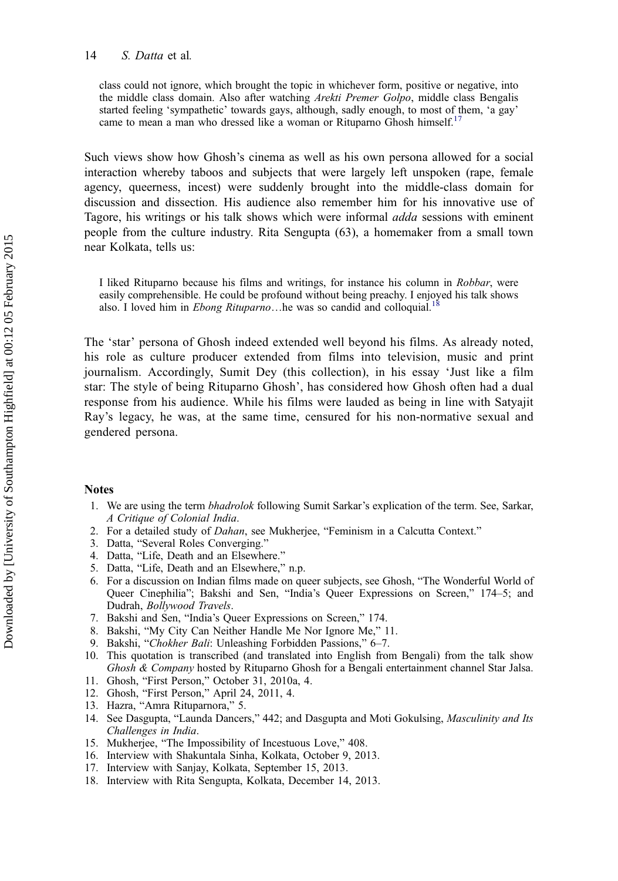> class could not ignore, which brought the topic in whichever form, positive or negative, into the middle class domain. Also after watching *Arekti Premer Golpo*, middle class Bengalis started feeling 'sympathetic' towards gays, although, sadly enough, to most of them, 'a gay' came to mean a man who dressed like a woman or Rituparno Ghosh himself.[17]

Such views show how Ghosh's cinema as well as his own persona allowed for a social interaction whereby taboos and subjects that were largely left unspoken (rape, female agency, queerness, incest) were suddenly brought into the middle-class domain for discussion and dissection. His audience also remember him for his innovative use of Tagore, his writings or his talk shows which were informal *adda* sessions with eminent people from the culture industry. Rita Sengupta (63), a homemaker from a small town near Kolkata, tells us:

> I liked Rituparno because his films and writings, for instance his column in *Robbar*, were easily comprehensible. He could be profound without being preachy. I enjoyed his talk shows also. I loved him in *Ebong Rituparno*…he was so candid and colloquial.[18]

The 'star' persona of Ghosh indeed extended well beyond his films. As already noted, his role as culture producer extended from films into television, music and print journalism. Accordingly, Sumit Dey (this collection), in his essay 'Just like a film star: The style of being Rituparno Ghosh', has considered how Ghosh often had a dual response from his audience. While his films were lauded as being in line with Satyajit Ray's legacy, he was, at the same time, censured for his non-normative sexual and gendered persona.

## Notes

1. We are using the term *bhadrolok* following Sumit Sarkar's explication of the term. See, Sarkar, *A Critique of Colonial India*.
2. For a detailed study of *Dahan*, see Mukherjee, "Feminism in a Calcutta Context."
3. Datta, "Several Roles Converging."
4. Datta, "Life, Death and an Elsewhere."
5. Datta, "Life, Death and an Elsewhere," n.p.
6. For a discussion on Indian films made on queer subjects, see Ghosh, "The Wonderful World of Queer Cinephilia"; Bakshi and Sen, "India's Queer Expressions on Screen," 174–5; and Dudrah, *Bollywood Travels*.
7. Bakshi and Sen, "India's Queer Expressions on Screen," 174.
8. Bakshi, "My City Can Neither Handle Me Nor Ignore Me," 11.
9. Bakshi, "*Chokher Bali*: Unleashing Forbidden Passions," 6–7.
10. This quotation is transcribed (and translated into English from Bengali) from the talk show *Ghosh & Company* hosted by Rituparno Ghosh for a Bengali entertainment channel Star Jalsa.
11. Ghosh, "First Person," October 31, 2010a, 4.
12. Ghosh, "First Person," April 24, 2011, 4.
13. Hazra, "Amra Rituparnora," 5.
14. See Dasgupta, "Launda Dancers," 442; and Dasgupta and Moti Gokulsing, *Masculinity and Its Challenges in India*.
15. Mukherjee, "The Impossibility of Incestuous Love," 408.
16. Interview with Shakuntala Sinha, Kolkata, October 9, 2013.
17. Interview with Sanjay, Kolkata, September 15, 2013.
18. Interview with Rita Sengupta, Kolkata, December 14, 2013.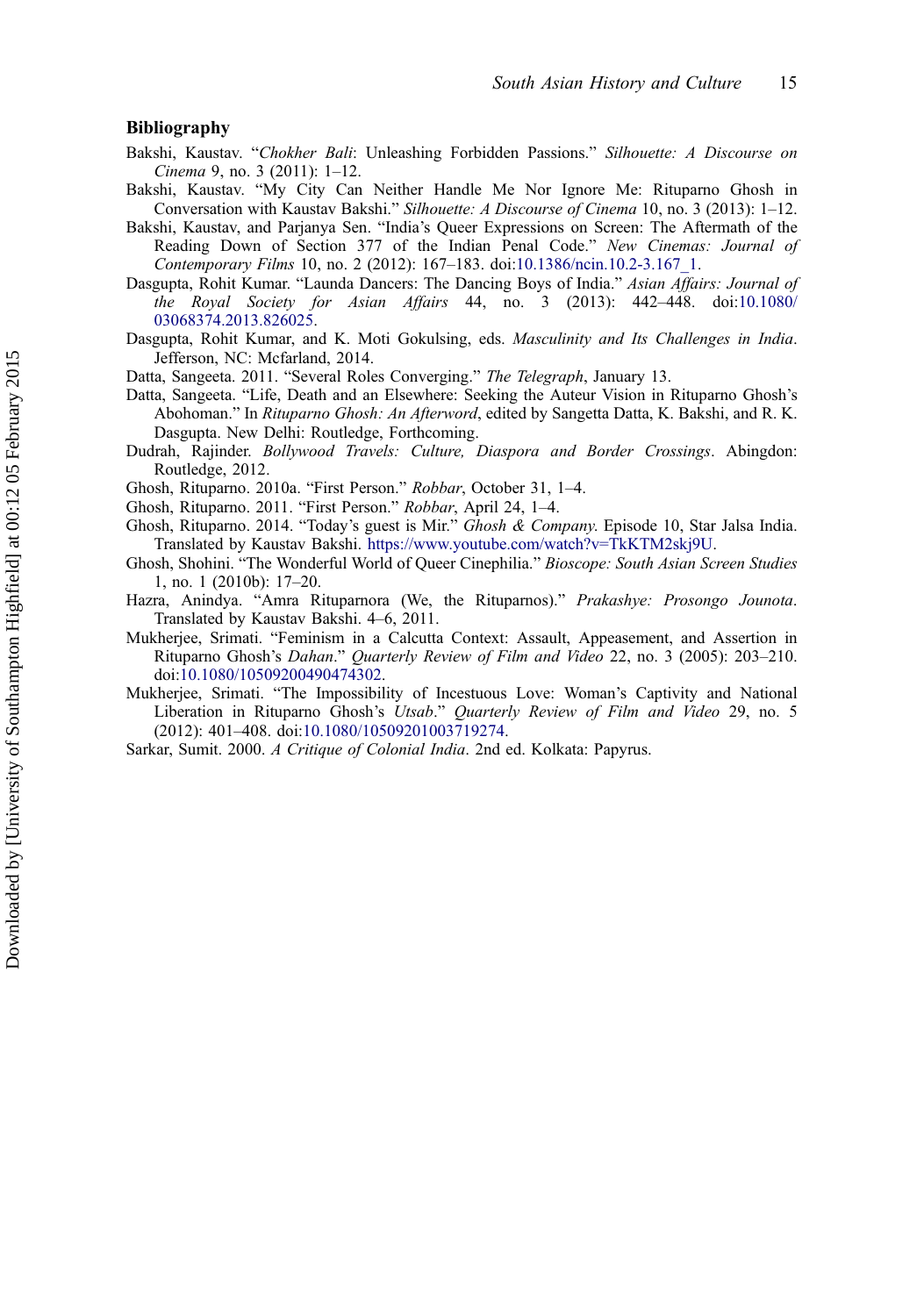## Bibliography

Bakshi, Kaustav. "*Chokher Bali*: Unleashing Forbidden Passions." *Silhouette: A Discourse on Cinema* 9, no. 3 (2011): 1–12.

Bakshi, Kaustav. "My City Can Neither Handle Me Nor Ignore Me: Rituparno Ghosh in Conversation with Kaustav Bakshi." *Silhouette: A Discourse of Cinema* 10, no. 3 (2013): 1–12.

Bakshi, Kaustav, and Parjanya Sen. "India's Queer Expressions on Screen: The Aftermath of the Reading Down of Section 377 of the Indian Penal Code." *New Cinemas: Journal of Contemporary Films* 10, no. 2 (2012): 167–183. doi:10.1386/ncin.10.2-3.167_1.

Dasgupta, Rohit Kumar. "Launda Dancers: The Dancing Boys of India." *Asian Affairs: Journal of the Royal Society for Asian Affairs* 44, no. 3 (2013): 442–448. doi:10.1080/03068374.2013.826025.

Dasgupta, Rohit Kumar, and K. Moti Gokulsing, eds. *Masculinity and Its Challenges in India*. Jefferson, NC: Mcfarland, 2014.

Datta, Sangeeta. 2011. "Several Roles Converging." *The Telegraph*, January 13.

Datta, Sangeeta. "Life, Death and an Elsewhere: Seeking the Auteur Vision in Rituparno Ghosh's Abohoman." In *Rituparno Ghosh: An Afterword*, edited by Sangetta Datta, K. Bakshi, and R. K. Dasgupta. New Delhi: Routledge, Forthcoming.

Dudrah, Rajinder. *Bollywood Travels: Culture, Diaspora and Border Crossings*. Abingdon: Routledge, 2012.

Ghosh, Rituparno. 2010a. "First Person." *Robbar*, October 31, 1–4.

Ghosh, Rituparno. 2011. "First Person." *Robbar*, April 24, 1–4.

Ghosh, Rituparno. 2014. "Today's guest is Mir." *Ghosh & Company*. Episode 10, Star Jalsa India. Translated by Kaustav Bakshi. https://www.youtube.com/watch?v=TkKTM2skj9U.

Ghosh, Shohini. "The Wonderful World of Queer Cinephilia." *Bioscope: South Asian Screen Studies* 1, no. 1 (2010b): 17–20.

Hazra, Anindya. "Amra Ritupornora (We, the Rituparnos)." *Prakashye: Prosongo Jounota*. Translated by Kaustav Bakshi. 4–6, 2011.

Mukherjee, Srimati. "Feminism in a Calcutta Context: Assault, Appeasement, and Assertion in Rituparno Ghosh's *Dahan*." *Quarterly Review of Film and Video* 22, no. 3 (2005): 203–210. doi:10.1080/10509200490474302.

Mukherjee, Srimati. "The Impossibility of Incestuous Love: Woman's Captivity and National Liberation in Rituparno Ghosh's *Utsab*." *Quarterly Review of Film and Video* 29, no. 5 (2012): 401–408. doi:10.1080/10509201003719274.

Sarkar, Sumit. 2000. *A Critique of Colonial India*. 2nd ed. Kolkata: Papyrus.